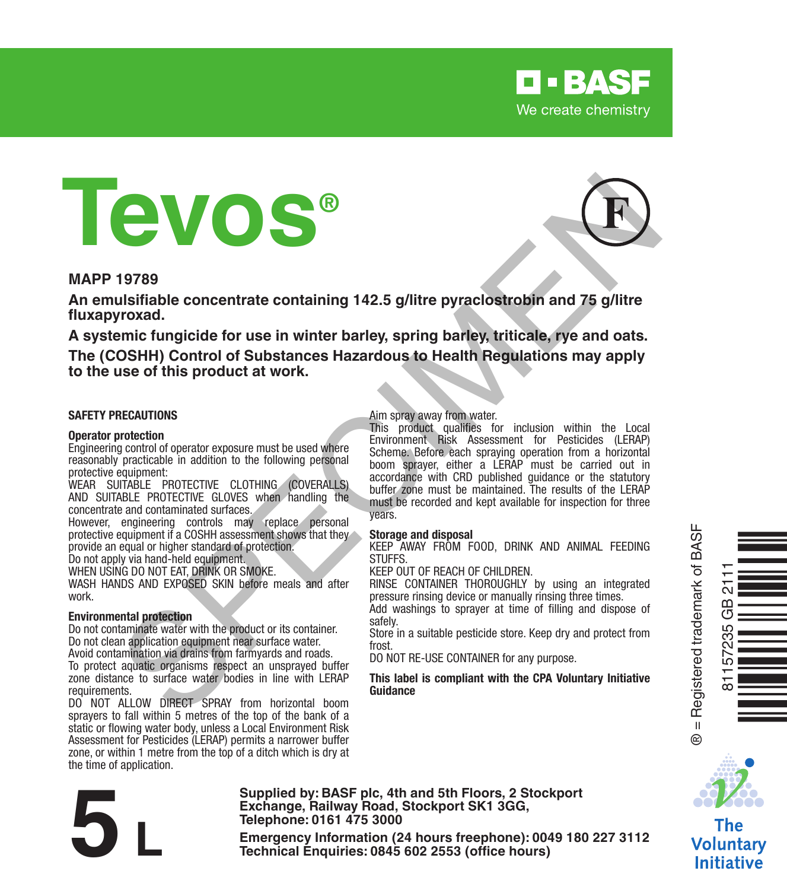BASF
We create chemistry

# Tevos®

F

**MAPP 19789**

**An emulsifiable concentrate containing 142.5 g/litre pyraclostrobin and 75 g/litre fluxapyroxad.**

**A systemic fungicide for use in winter barley, spring barley, triticale, rye and oats.**

**The (COSHH) Control of Substances Hazardous to Health Regulations may apply to the use of this product at work.**

### SAFETY PRECAUTIONS

**Operator protection**

Engineering control of operator exposure must be used where reasonably practicable in addition to the following personal protective equipment:

WEAR SUITABLE PROTECTIVE CLOTHING (COVERALLS) AND SUITABLE PROTECTIVE GLOVES when handling the concentrate and contaminated surfaces.

However, engineering controls may replace personal protective equipment if a COSHH assessment shows that they provide an equal or higher standard of protection.

Do not apply via hand-held equipment.

WHEN USING DO NOT EAT, DRINK OR SMOKE.

WASH HANDS AND EXPOSED SKIN before meals and after work.

**Environmental protection**

Do not contaminate water with the product or its container.

Do not clean application equipment near surface water.

Avoid contamination via drains from farmyards and roads.

To protect aquatic organisms respect an unsprayed buffer zone distance to surface water bodies in line with LERAP requirements.

DO NOT ALLOW DIRECT SPRAY from horizontal boom sprayers to fall within 5 metres of the top of the bank of a static or flowing water body, unless a Local Environment Risk Assessment for Pesticides (LERAP) permits a narrower buffer zone, or within 1 metre from the top of a ditch which is dry at the time of application.

Aim spray away from water.

This product qualifies for inclusion within the Local Environment Risk Assessment for Pesticides (LERAP) Scheme. Before each spraying operation from a horizontal boom sprayer, either a LERAP must be carried out in accordance with CRD published guidance or the statutory buffer zone must be maintained. The results of the LERAP must be recorded and kept available for inspection for three years.

**Storage and disposal**

KEEP AWAY FROM FOOD, DRINK AND ANIMAL FEEDING STUFFS.

KEEP OUT OF REACH OF CHILDREN.

RINSE CONTAINER THOROUGHLY by using an integrated pressure rinsing device or manually rinsing three times.

Add washings to sprayer at time of filling and dispose of safely.

Store in a suitable pesticide store. Keep dry and protect from frost.

DO NOT RE-USE CONTAINER for any purpose.

**This label is compliant with the CPA Voluntary Initiative Guidance**

® = Registered trademark of BASF

81157235 GB 2111

**5 L**

**Supplied by: BASF plc, 4th and 5th Floors, 2 Stockport Exchange, Railway Road, Stockport SK1 3GG, Telephone: 0161 475 3000**

**Emergency Information (24 hours freephone): 0049 180 227 3112**
**Technical Enquiries: 0845 602 2553 (office hours)**

The Voluntary Initiative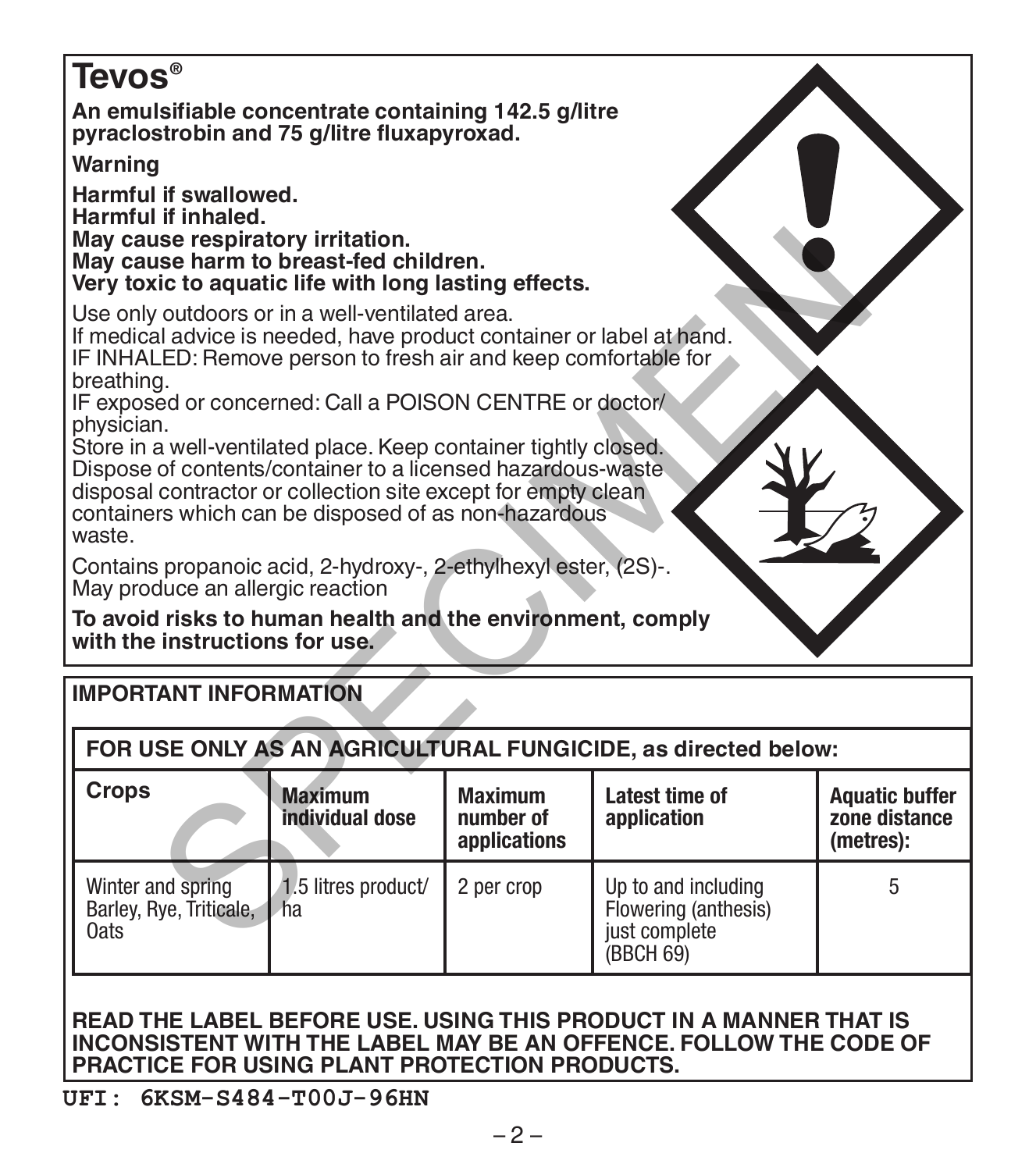# Tevos®

**An emulsifiable concentrate containing 142.5 g/litre pyraclostrobin and 75 g/litre fluxapyroxad.**

**Warning**

**Harmful if swallowed.**
**Harmful if inhaled.**
**May cause respiratory irritation.**
**May cause harm to breast-fed children.**
**Very toxic to aquatic life with long lasting effects.**

Use only outdoors or in a well-ventilated area.
If medical advice is needed, have product container or label at hand.
IF INHALED: Remove person to fresh air and keep comfortable for breathing.
IF exposed or concerned: Call a POISON CENTRE or doctor/physician.
Store in a well-ventilated place. Keep container tightly closed.
Dispose of contents/container to a licensed hazardous-waste disposal contractor or collection site except for empty clean containers which can be disposed of as non-hazardous waste.

Contains propanoic acid, 2-hydroxy-, 2-ethylhexyl ester, (2S)-.
May produce an allergic reaction

**To avoid risks to human health and the environment, comply with the instructions for use.**

## IMPORTANT INFORMATION

**FOR USE ONLY AS AN AGRICULTURAL FUNGICIDE, as directed below:**

| Crops | Maximum individual dose | Maximum number of applications | Latest time of application | Aquatic buffer zone distance (metres): |
|---|---|---|---|---|
| Winter and spring Barley, Rye, Triticale, Oats | 1.5 litres product/ha | 2 per crop | Up to and including Flowering (anthesis) just complete (BBCH 69) | 5 |

**READ THE LABEL BEFORE USE. USING THIS PRODUCT IN A MANNER THAT IS INCONSISTENT WITH THE LABEL MAY BE AN OFFENCE. FOLLOW THE CODE OF PRACTICE FOR USING PLANT PROTECTION PRODUCTS.**

**UFI: 6KSM-S484-T00J-96HN**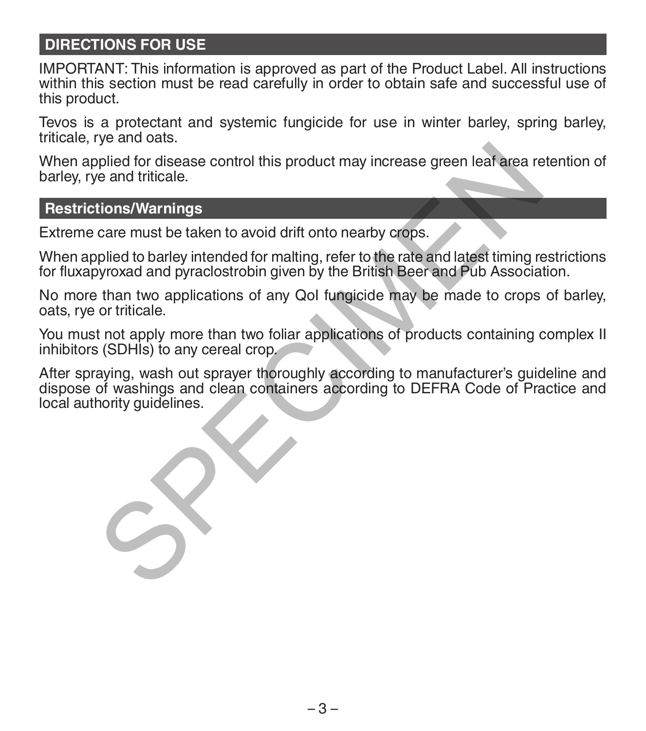## DIRECTIONS FOR USE

IMPORTANT: This information is approved as part of the Product Label. All instructions within this section must be read carefully in order to obtain safe and successful use of this product.

Tevos is a protectant and systemic fungicide for use in winter barley, spring barley, triticale, rye and oats.

When applied for disease control this product may increase green leaf area retention of barley, rye and triticale.

## Restrictions/Warnings

Extreme care must be taken to avoid drift onto nearby crops.

When applied to barley intended for malting, refer to the rate and latest timing restrictions for fluxapyroxad and pyraclostrobin given by the British Beer and Pub Association.

No more than two applications of any QoI fungicide may be made to crops of barley, oats, rye or triticale.

You must not apply more than two foliar applications of products containing complex II inhibitors (SDHIs) to any cereal crop.

After spraying, wash out sprayer thoroughly according to manufacturer's guideline and dispose of washings and clean containers according to DEFRA Code of Practice and local authority guidelines.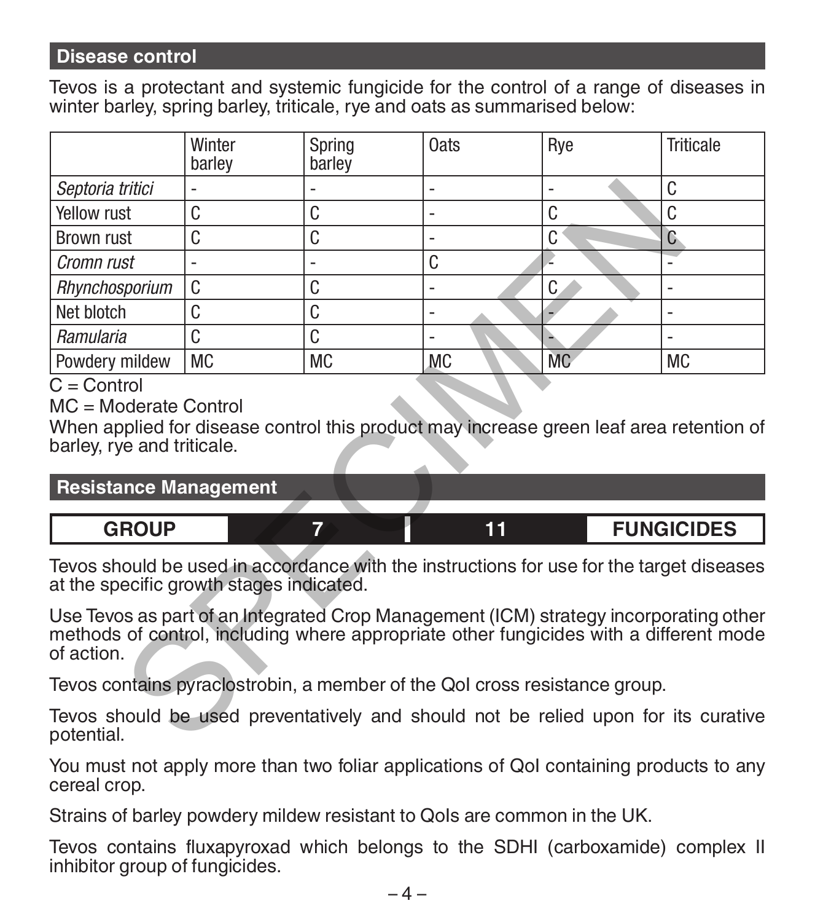## Disease control

Tevos is a protectant and systemic fungicide for the control of a range of diseases in winter barley, spring barley, triticale, rye and oats as summarised below:

| | Winter barley | Spring barley | Oats | Rye | Triticale |
|---|---|---|---|---|---|
| *Septoria tritici* | - | - | - | - | C |
| Yellow rust | C | C | - | C | C |
| Brown rust | C | C | - | C | C |
| *Cromn rust* | - | - | C | - | - |
| *Rhynchosporium* | C | C | - | C | - |
| Net blotch | C | C | - | - | - |
| *Ramularia* | C | C | - | - | - |
| Powdery mildew | MC | MC | MC | MC | MC |

C = Control

MC = Moderate Control

When applied for disease control this product may increase green leaf area retention of barley, rye and triticale.

## Resistance Management

| GROUP | 7 | 11 | FUNGICIDES |
|---|---|---|---|

Tevos should be used in accordance with the instructions for use for the target diseases at the specific growth stages indicated.

Use Tevos as part of an Integrated Crop Management (ICM) strategy incorporating other methods of control, including where appropriate other fungicides with a different mode of action.

Tevos contains pyraclostrobin, a member of the QoI cross resistance group.

Tevos should be used preventatively and should not be relied upon for its curative potential.

You must not apply more than two foliar applications of QoI containing products to any cereal crop.

Strains of barley powdery mildew resistant to QoIs are common in the UK.

Tevos contains fluxapyroxad which belongs to the SDHI (carboxamide) complex II inhibitor group of fungicides.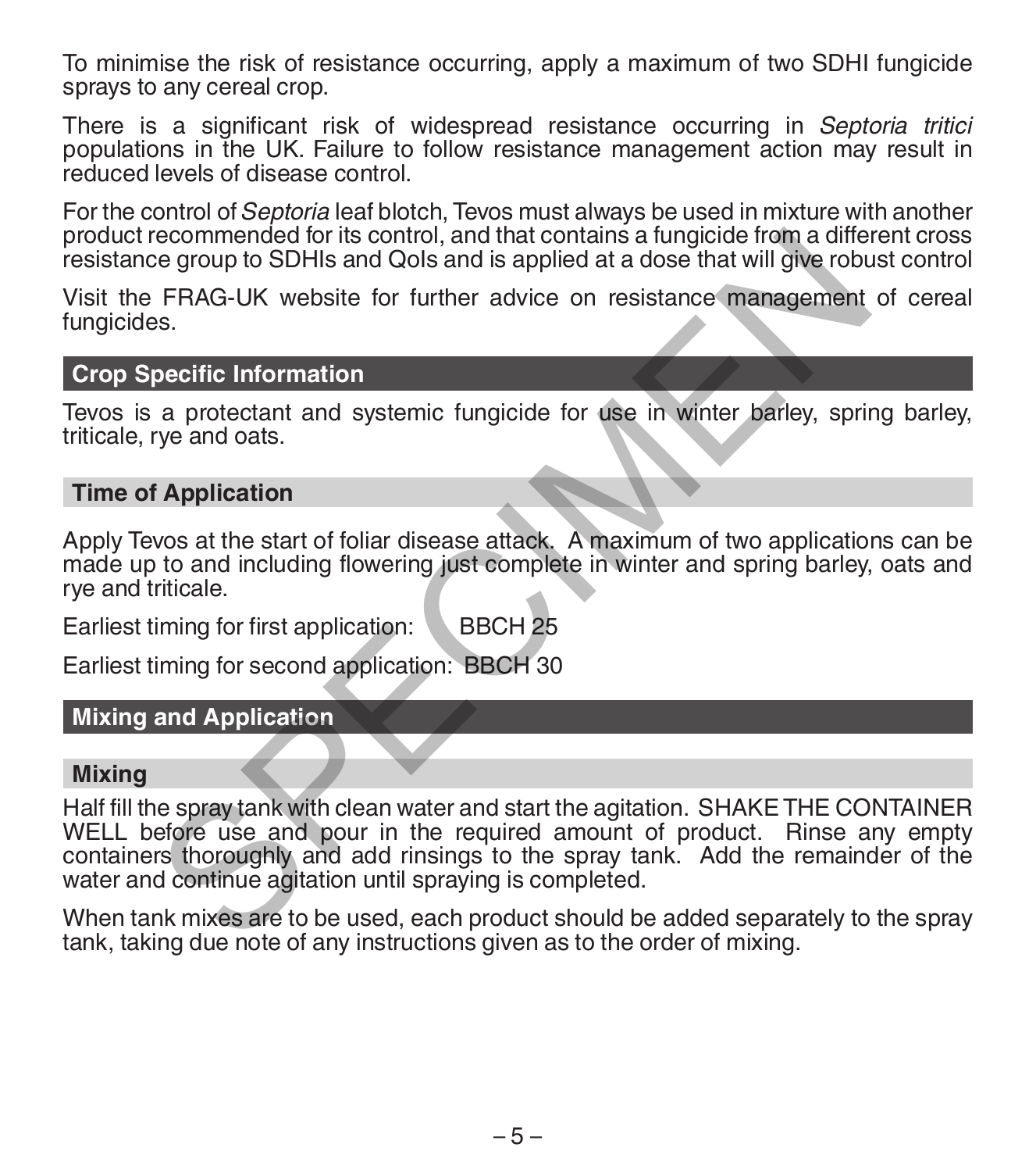To minimise the risk of resistance occurring, apply a maximum of two SDHI fungicide sprays to any cereal crop.

There is a significant risk of widespread resistance occurring in *Septoria tritici* populations in the UK. Failure to follow resistance management action may result in reduced levels of disease control.

For the control of *Septoria* leaf blotch, Tevos must always be used in mixture with another product recommended for its control, and that contains a fungicide from a different cross resistance group to SDHIs and QoIs and is applied at a dose that will give robust control

Visit the FRAG-UK website for further advice on resistance management of cereal fungicides.

## Crop Specific Information

Tevos is a protectant and systemic fungicide for use in winter barley, spring barley, triticale, rye and oats.

### Time of Application

Apply Tevos at the start of foliar disease attack. A maximum of two applications can be made up to and including flowering just complete in winter and spring barley, oats and rye and triticale.

Earliest timing for first application: BBCH 25

Earliest timing for second application: BBCH 30

## Mixing and Application

### Mixing

Half fill the spray tank with clean water and start the agitation. SHAKE THE CONTAINER WELL before use and pour in the required amount of product. Rinse any empty containers thoroughly and add rinsings to the spray tank. Add the remainder of the water and continue agitation until spraying is completed.

When tank mixes are to be used, each product should be added separately to the spray tank, taking due note of any instructions given as to the order of mixing.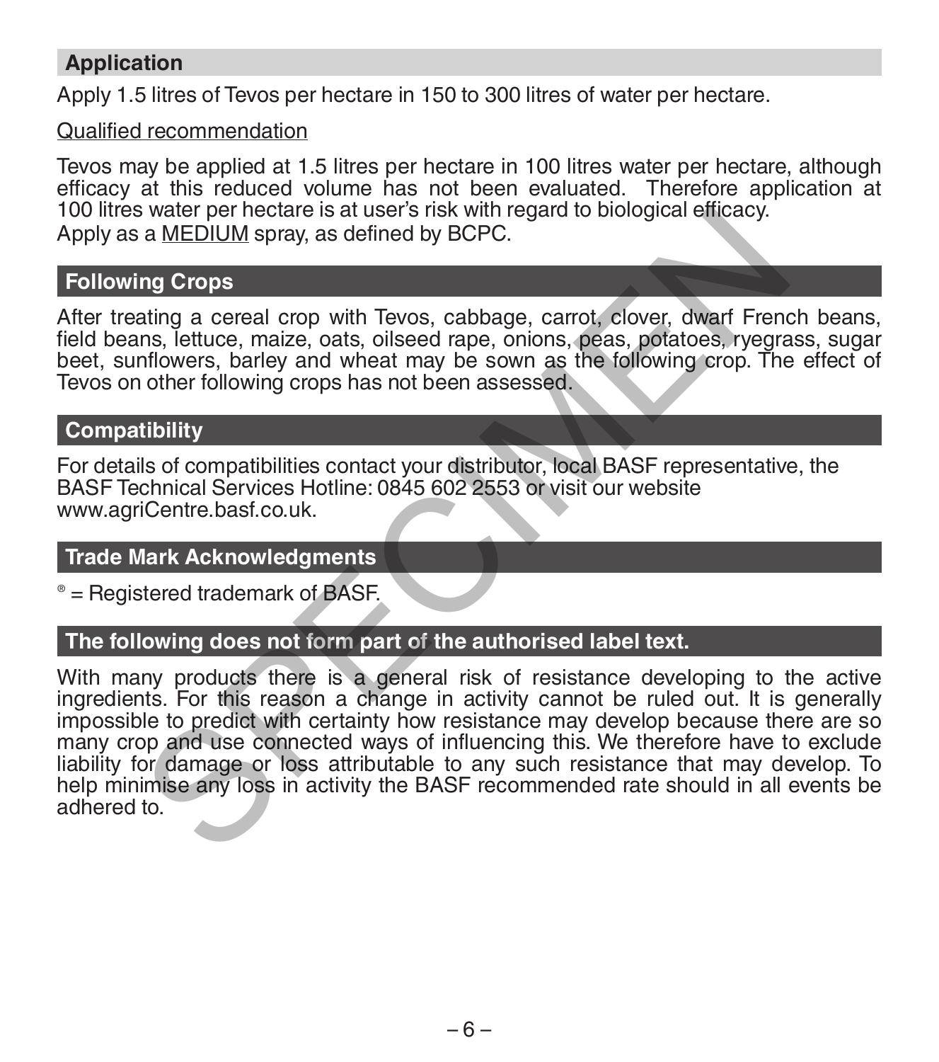## Application

Apply 1.5 litres of Tevos per hectare in 150 to 300 litres of water per hectare.

Qualified recommendation

Tevos may be applied at 1.5 litres per hectare in 100 litres water per hectare, although efficacy at this reduced volume has not been evaluated. Therefore application at 100 litres water per hectare is at user's risk with regard to biological efficacy.
Apply as a MEDIUM spray, as defined by BCPC.

## Following Crops

After treating a cereal crop with Tevos, cabbage, carrot, clover, dwarf French beans, field beans, lettuce, maize, oats, oilseed rape, onions, peas, potatoes, ryegrass, sugar beet, sunflowers, barley and wheat may be sown as the following crop. The effect of Tevos on other following crops has not been assessed.

## Compatibility

For details of compatibilities contact your distributor, local BASF representative, the BASF Technical Services Hotline: 0845 602 2553 or visit our website www.agriCentre.basf.co.uk.

## Trade Mark Acknowledgments

® = Registered trademark of BASF.

## The following does not form part of the authorised label text.

With many products there is a general risk of resistance developing to the active ingredients. For this reason a change in activity cannot be ruled out. It is generally impossible to predict with certainty how resistance may develop because there are so many crop and use connected ways of influencing this. We therefore have to exclude liability for damage or loss attributable to any such resistance that may develop. To help minimise any loss in activity the BASF recommended rate should in all events be adhered to.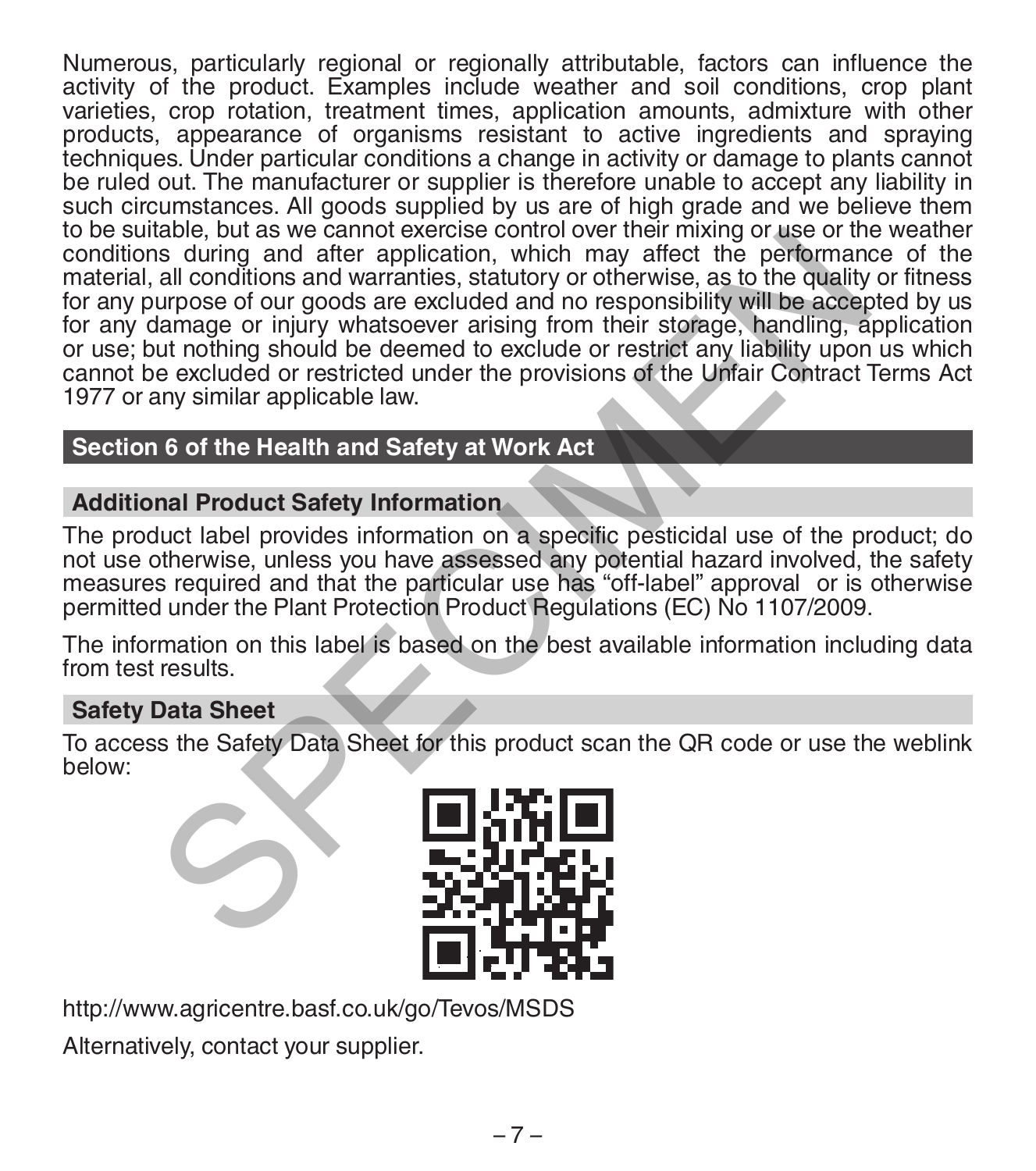Numerous, particularly regional or regionally attributable, factors can influence the activity of the product. Examples include weather and soil conditions, crop plant varieties, crop rotation, treatment times, application amounts, admixture with other products, appearance of organisms resistant to active ingredients and spraying techniques. Under particular conditions a change in activity or damage to plants cannot be ruled out. The manufacturer or supplier is therefore unable to accept any liability in such circumstances. All goods supplied by us are of high grade and we believe them to be suitable, but as we cannot exercise control over their mixing or use or the weather conditions during and after application, which may affect the performance of the material, all conditions and warranties, statutory or otherwise, as to the quality or fitness for any purpose of our goods are excluded and no responsibility will be accepted by us for any damage or injury whatsoever arising from their storage, handling, application or use; but nothing should be deemed to exclude or restrict any liability upon us which cannot be excluded or restricted under the provisions of the Unfair Contract Terms Act 1977 or any similar applicable law.

## Section 6 of the Health and Safety at Work Act

### Additional Product Safety Information

The product label provides information on a specific pesticidal use of the product; do not use otherwise, unless you have assessed any potential hazard involved, the safety measures required and that the particular use has "off-label" approval or is otherwise permitted under the Plant Protection Product Regulations (EC) No 1107/2009.

The information on this label is based on the best available information including data from test results.

### Safety Data Sheet

To access the Safety Data Sheet for this product scan the QR code or use the weblink below:

http://www.agricentre.basf.co.uk/go/Tevos/MSDS

Alternatively, contact your supplier.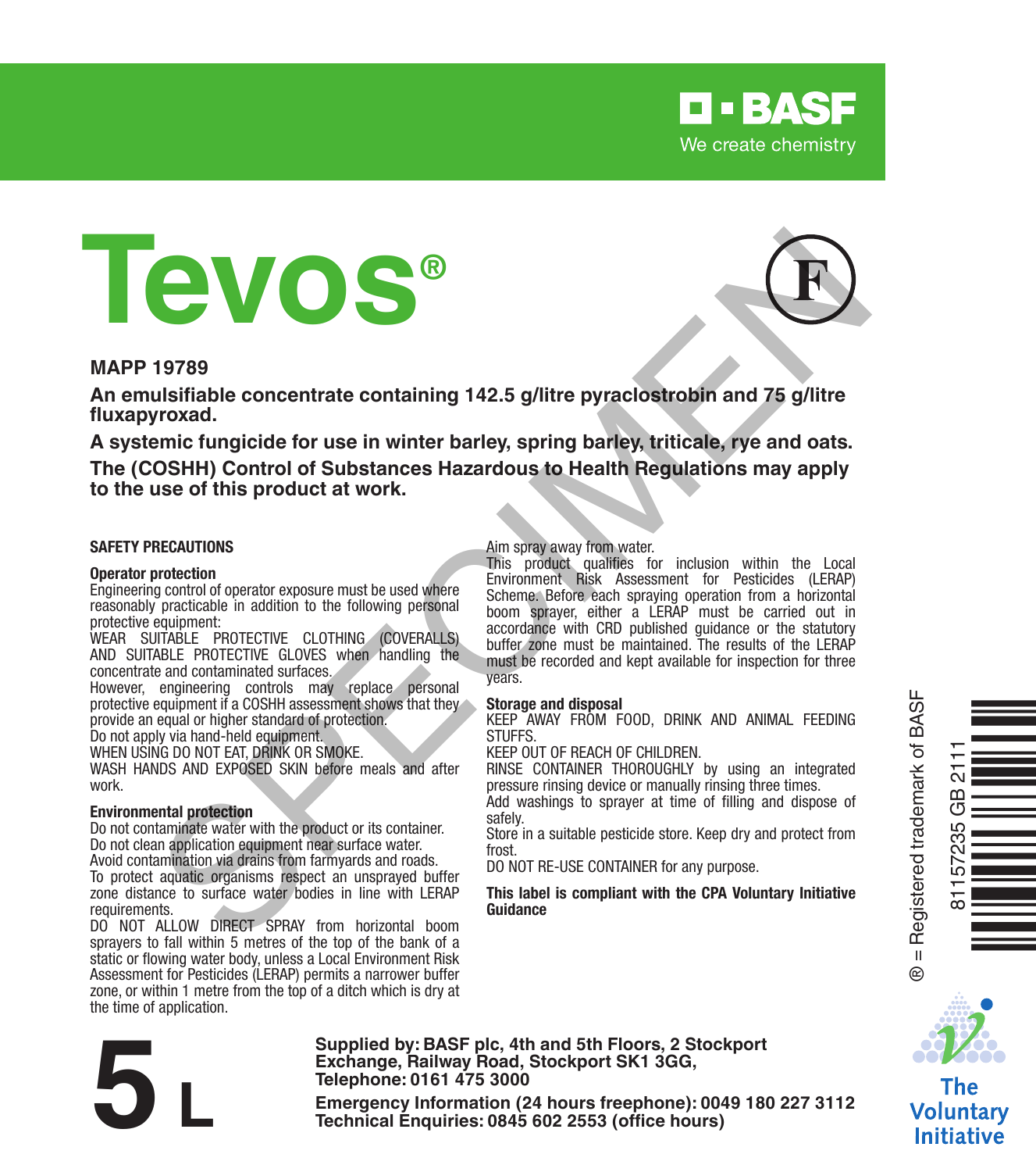BASF

We create chemistry

# Tevos®

(F)

**MAPP 19789**

**An emulsifiable concentrate containing 142.5 g/litre pyraclostrobin and 75 g/litre fluxapyroxad.**

**A systemic fungicide for use in winter barley, spring barley, triticale, rye and oats.**

**The (COSHH) Control of Substances Hazardous to Health Regulations may apply to the use of this product at work.**

SPECIMEN

### SAFETY PRECAUTIONS

**Operator protection**

Engineering control of operator exposure must be used where reasonably practicable in addition to the following personal protective equipment:

WEAR SUITABLE PROTECTIVE CLOTHING (COVERALLS) AND SUITABLE PROTECTIVE GLOVES when handling the concentrate and contaminated surfaces.

However, engineering controls may replace personal protective equipment if a COSHH assessment shows that they provide an equal or higher standard of protection.

Do not apply via hand-held equipment.

WHEN USING DO NOT EAT, DRINK OR SMOKE.

WASH HANDS AND EXPOSED SKIN before meals and after work.

**Environmental protection**

Do not contaminate water with the product or its container.

Do not clean application equipment near surface water.

Avoid contamination via drains from farmyards and roads.

To protect aquatic organisms respect an unsprayed buffer zone distance to surface water bodies in line with LERAP requirements.

DO NOT ALLOW DIRECT SPRAY from horizontal boom sprayers to fall within 5 metres of the top of the bank of a static or flowing water body, unless a Local Environment Risk Assessment for Pesticides (LERAP) permits a narrower buffer zone, or within 1 metre from the top of a ditch which is dry at the time of application.

Aim spray away from water.

This product qualifies for inclusion within the Local Environment Risk Assessment for Pesticides (LERAP) Scheme. Before each spraying operation from a horizontal boom sprayer, either a LERAP must be carried out in accordance with CRD published guidance or the statutory buffer zone must be maintained. The results of the LERAP must be recorded and kept available for inspection for three years.

**Storage and disposal**

KEEP AWAY FROM FOOD, DRINK AND ANIMAL FEEDING STUFFS.

KEEP OUT OF REACH OF CHILDREN.

RINSE CONTAINER THOROUGHLY by using an integrated pressure rinsing device or manually rinsing three times.

Add washings to sprayer at time of filling and dispose of safely.

Store in a suitable pesticide store. Keep dry and protect from frost.

DO NOT RE-USE CONTAINER for any purpose.

**This label is compliant with the CPA Voluntary Initiative Guidance**

® = Registered trademark of BASF

81157235 GB 2111

**5 L**

**Supplied by: BASF plc, 4th and 5th Floors, 2 Stockport Exchange, Railway Road, Stockport SK1 3GG, Telephone: 0161 475 3000**

**Emergency Information (24 hours freephone): 0049 180 227 3112**
**Technical Enquiries: 0845 602 2553 (office hours)**

The Voluntary Initiative